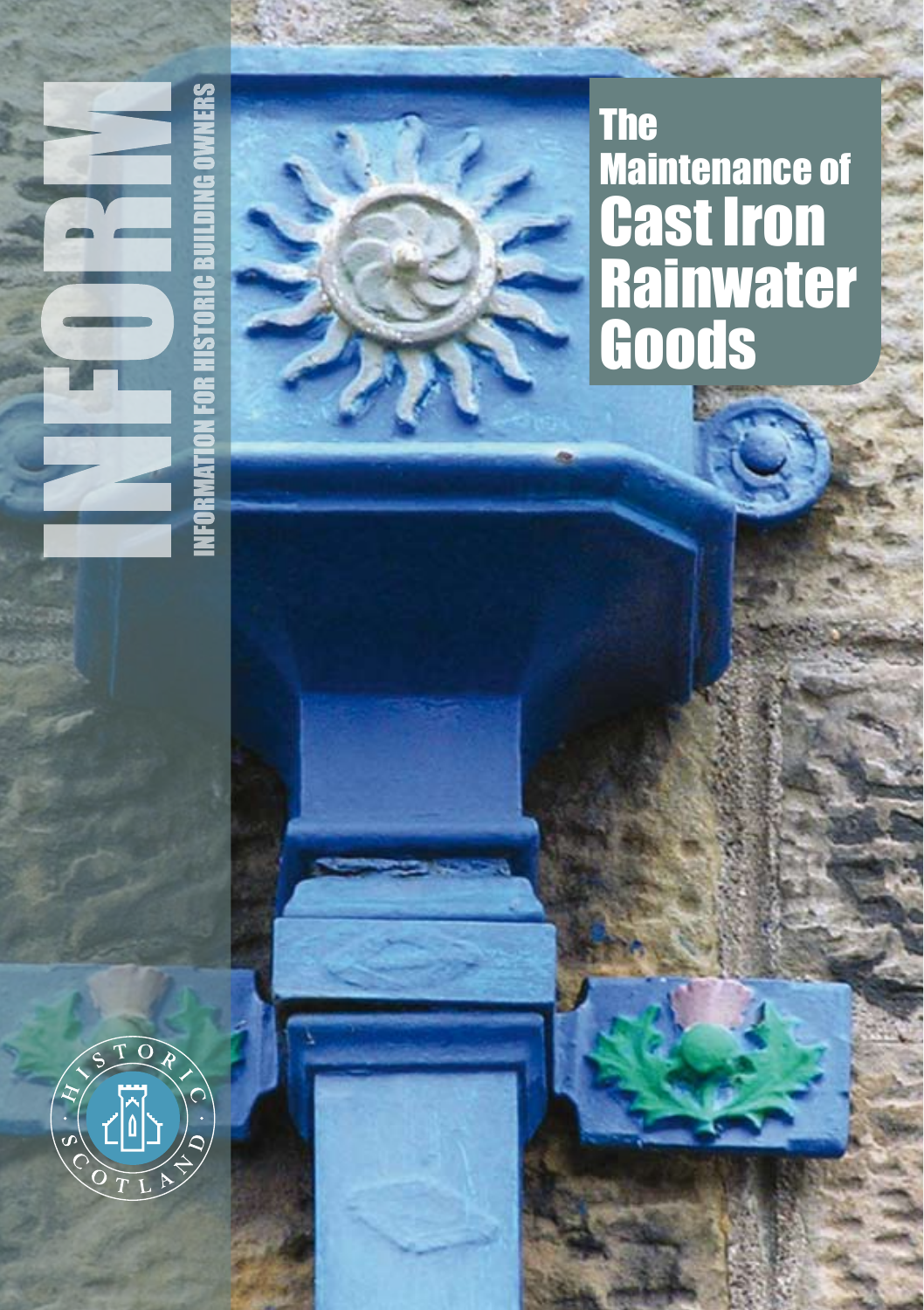# The Maintenance of Cast Iron Rainwater Goods

INFORM

INFORMATION FOR HISTORIC BUILDING OWNERS

HISTORIC SCOTLAND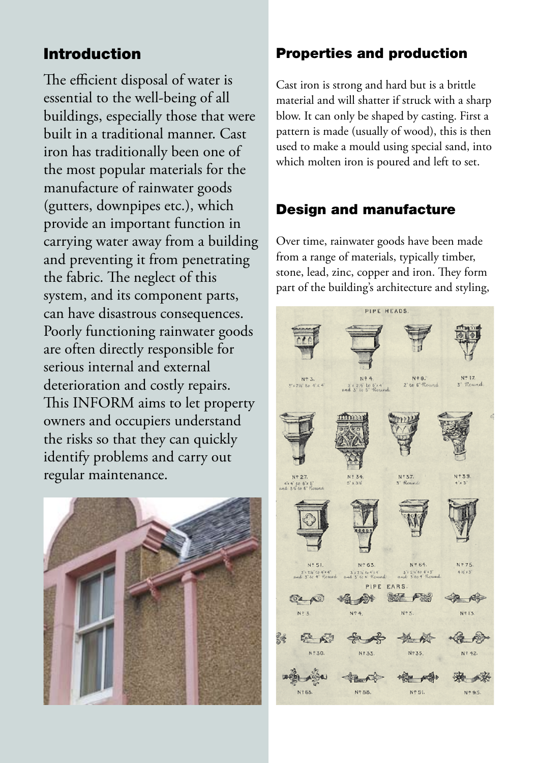## Introduction

The efficient disposal of water is essential to the well-being of all buildings, especially those that were built in a traditional manner. Cast iron has traditionally been one of the most popular materials for the manufacture of rainwater goods (gutters, downpipes etc.), which provide an important function in carrying water away from a building and preventing it from penetrating the fabric. The neglect of this system, and its component parts, can have disastrous consequences. Poorly functioning rainwater goods are often directly responsible for serious internal and external deterioration and costly repairs. This INFORM aims to let property owners and occupiers understand the risks so that they can quickly identify problems and carry out regular maintenance.

## Properties and production

Cast iron is strong and hard but is a brittle material and will shatter if struck with a sharp blow. It can only be shaped by casting. First a pattern is made (usually of wood), this is then used to make a mould using special sand, into which molten iron is poured and left to set.

## Design and manufacture

Over time, rainwater goods have been made from a range of materials, typically timber, stone, lead, zinc, copper and iron. They form part of the building's architecture and styling,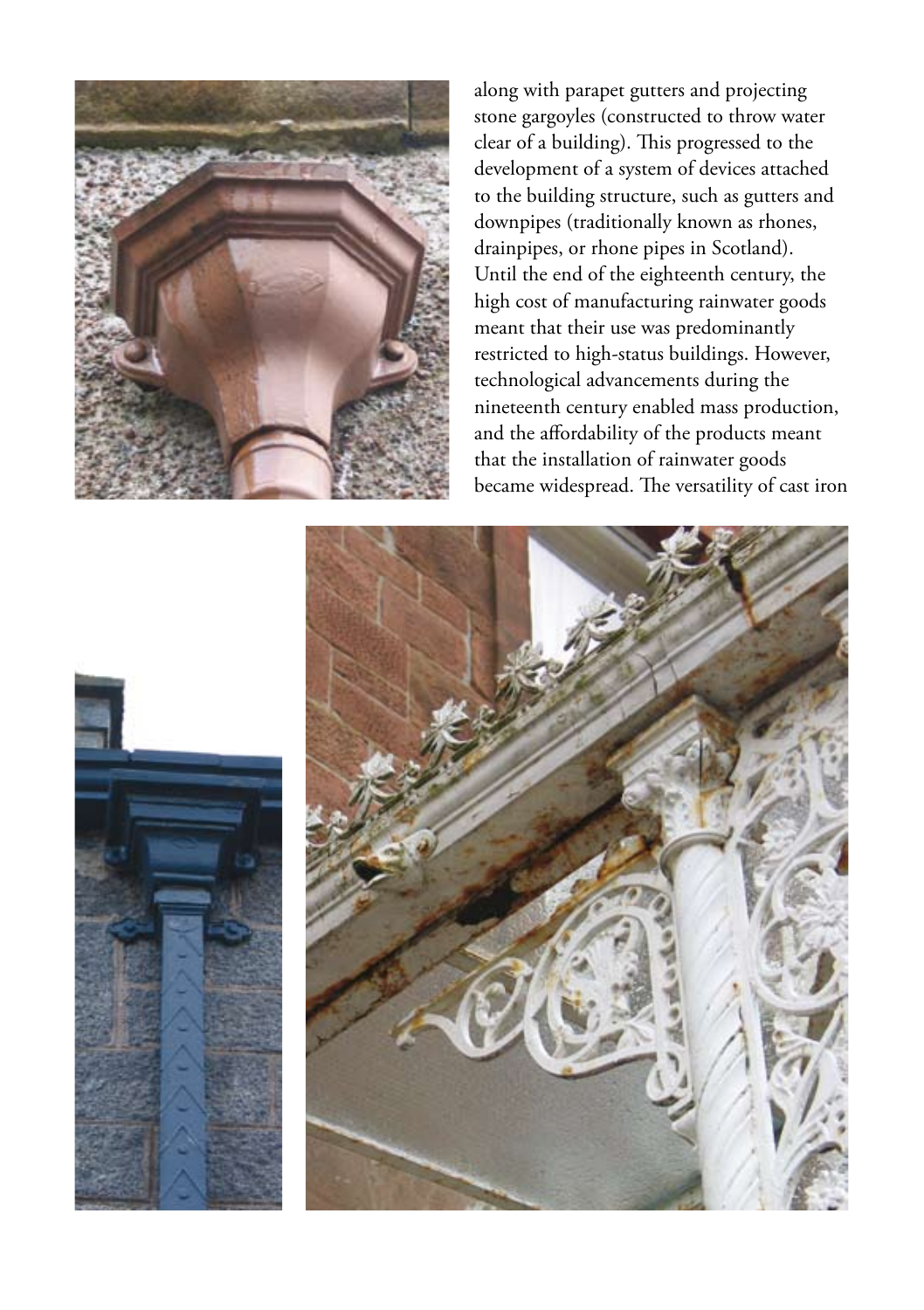along with parapet gutters and projecting stone gargoyles (constructed to throw water clear of a building). This progressed to the development of a system of devices attached to the building structure, such as gutters and downpipes (traditionally known as rhones, drainpipes, or rhone pipes in Scotland). Until the end of the eighteenth century, the high cost of manufacturing rainwater goods meant that their use was predominantly restricted to high-status buildings. However, technological advancements during the nineteenth century enabled mass production, and the affordability of the products meant that the installation of rainwater goods became widespread. The versatility of cast iron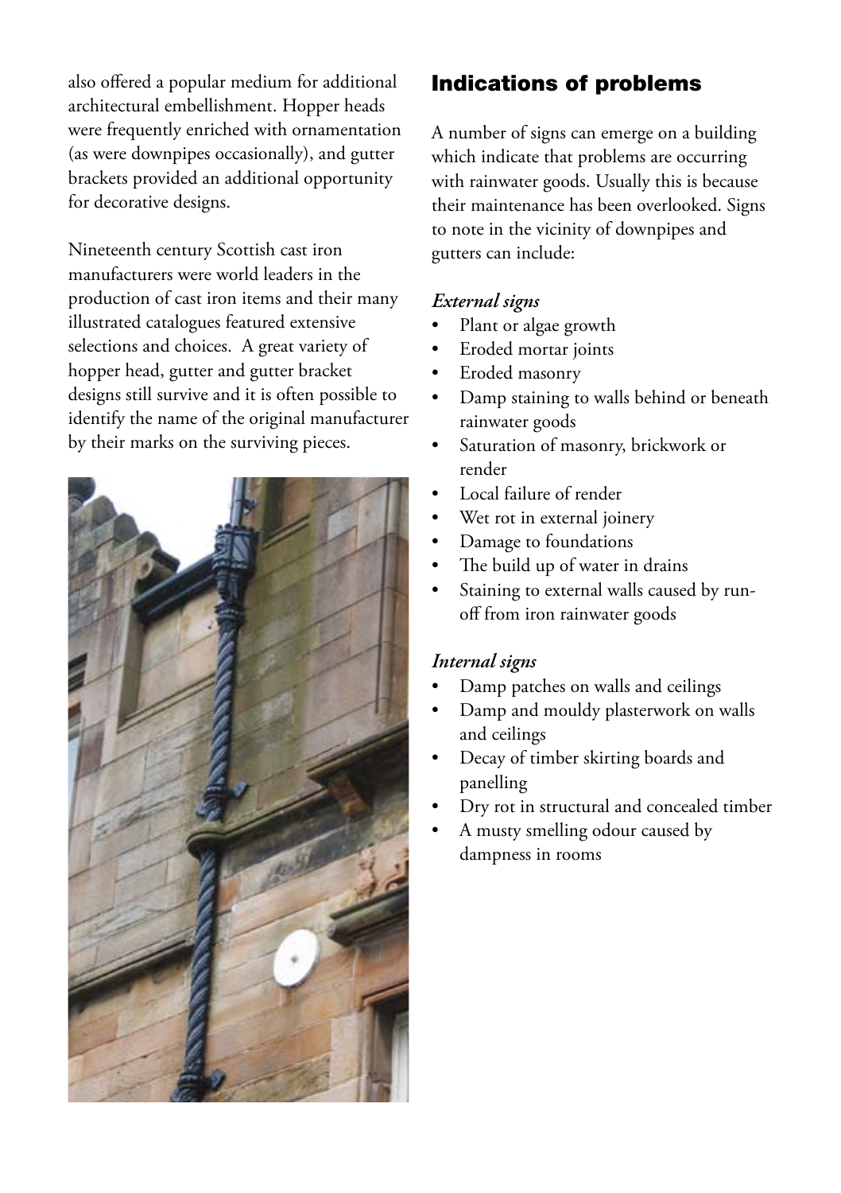also offered a popular medium for additional architectural embellishment. Hopper heads were frequently enriched with ornamentation (as were downpipes occasionally), and gutter brackets provided an additional opportunity for decorative designs.

Nineteenth century Scottish cast iron manufacturers were world leaders in the production of cast iron items and their many illustrated catalogues featured extensive selections and choices. A great variety of hopper head, gutter and gutter bracket designs still survive and it is often possible to identify the name of the original manufacturer by their marks on the surviving pieces.

## Indications of problems

A number of signs can emerge on a building which indicate that problems are occurring with rainwater goods. Usually this is because their maintenance has been overlooked. Signs to note in the vicinity of downpipes and gutters can include:

### *External signs*

- Plant or algae growth
- Eroded mortar joints
- Eroded masonry
- Damp staining to walls behind or beneath rainwater goods
- Saturation of masonry, brickwork or render
- Local failure of render
- Wet rot in external joinery
- Damage to foundations
- The build up of water in drains
- Staining to external walls caused by run-off from iron rainwater goods

### *Internal signs*

- Damp patches on walls and ceilings
- Damp and mouldy plasterwork on walls and ceilings
- Decay of timber skirting boards and panelling
- Dry rot in structural and concealed timber
- A musty smelling odour caused by dampness in rooms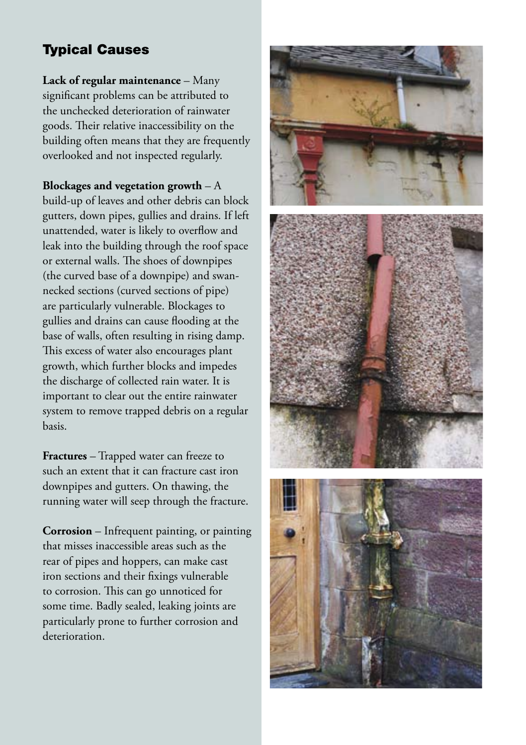## Typical Causes

**Lack of regular maintenance** – Many significant problems can be attributed to the unchecked deterioration of rainwater goods. Their relative inaccessibility on the building often means that they are frequently overlooked and not inspected regularly.

**Blockages and vegetation growth** – A build-up of leaves and other debris can block gutters, down pipes, gullies and drains. If left unattended, water is likely to overflow and leak into the building through the roof space or external walls. The shoes of downpipes (the curved base of a downpipe) and swan-necked sections (curved sections of pipe) are particularly vulnerable. Blockages to gullies and drains can cause flooding at the base of walls, often resulting in rising damp. This excess of water also encourages plant growth, which further blocks and impedes the discharge of collected rain water. It is important to clear out the entire rainwater system to remove trapped debris on a regular basis.

**Fractures** – Trapped water can freeze to such an extent that it can fracture cast iron downpipes and gutters. On thawing, the running water will seep through the fracture.

**Corrosion** – Infrequent painting, or painting that misses inaccessible areas such as the rear of pipes and hoppers, can make cast iron sections and their fixings vulnerable to corrosion. This can go unnoticed for some time. Badly sealed, leaking joints are particularly prone to further corrosion and deterioration.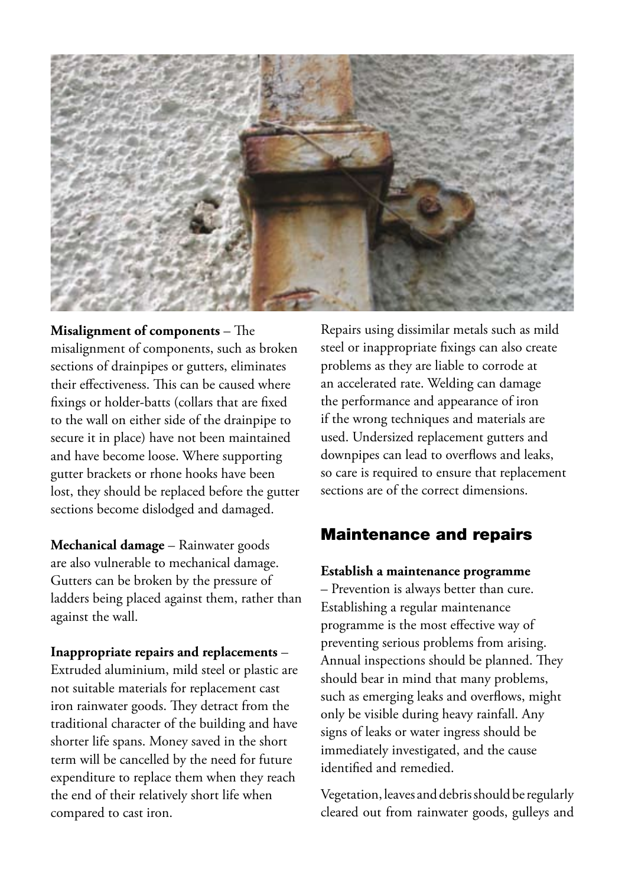**Misalignment of components** – The misalignment of components, such as broken sections of drainpipes or gutters, eliminates their effectiveness. This can be caused where fixings or holder-batts (collars that are fixed to the wall on either side of the drainpipe to secure it in place) have not been maintained and have become loose. Where supporting gutter brackets or rhone hooks have been lost, they should be replaced before the gutter sections become dislodged and damaged.

**Mechanical damage** – Rainwater goods are also vulnerable to mechanical damage. Gutters can be broken by the pressure of ladders being placed against them, rather than against the wall.

**Inappropriate repairs and replacements** – Extruded aluminium, mild steel or plastic are not suitable materials for replacement cast iron rainwater goods. They detract from the traditional character of the building and have shorter life spans. Money saved in the short term will be cancelled by the need for future expenditure to replace them when they reach the end of their relatively short life when compared to cast iron.

Repairs using dissimilar metals such as mild steel or inappropriate fixings can also create problems as they are liable to corrode at an accelerated rate. Welding can damage the performance and appearance of iron if the wrong techniques and materials are used. Undersized replacement gutters and downpipes can lead to overflows and leaks, so care is required to ensure that replacement sections are of the correct dimensions.

## Maintenance and repairs

**Establish a maintenance programme** – Prevention is always better than cure. Establishing a regular maintenance programme is the most effective way of preventing serious problems from arising. Annual inspections should be planned. They should bear in mind that many problems, such as emerging leaks and overflows, might only be visible during heavy rainfall. Any signs of leaks or water ingress should be immediately investigated, and the cause identified and remedied.

Vegetation, leaves and debris should be regularly cleared out from rainwater goods, gulleys and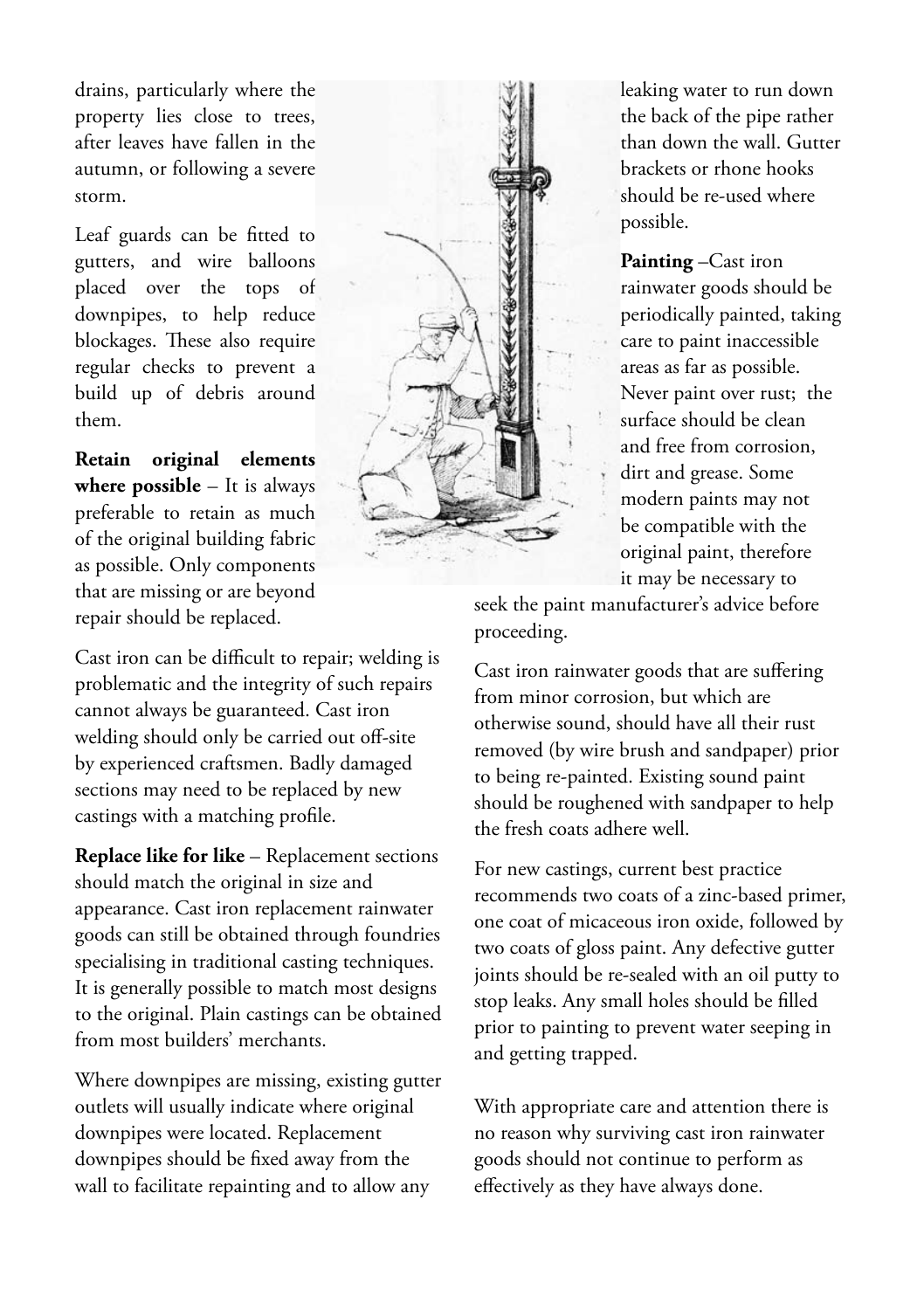drains, particularly where the property lies close to trees, after leaves have fallen in the autumn, or following a severe storm.

Leaf guards can be fitted to gutters, and wire balloons placed over the tops of downpipes, to help reduce blockages. These also require regular checks to prevent a build up of debris around them.

**Retain original elements where possible** – It is always preferable to retain as much of the original building fabric as possible. Only components that are missing or are beyond repair should be replaced.

Cast iron can be difficult to repair; welding is problematic and the integrity of such repairs cannot always be guaranteed. Cast iron welding should only be carried out off-site by experienced craftsmen. Badly damaged sections may need to be replaced by new castings with a matching profile.

**Replace like for like** – Replacement sections should match the original in size and appearance. Cast iron replacement rainwater goods can still be obtained through foundries specialising in traditional casting techniques. It is generally possible to match most designs to the original. Plain castings can be obtained from most builders' merchants.

Where downpipes are missing, existing gutter outlets will usually indicate where original downpipes were located. Replacement downpipes should be fixed away from the wall to facilitate repainting and to allow any leaking water to run down the back of the pipe rather than down the wall. Gutter brackets or rhone hooks should be re-used where possible.

**Painting** –Cast iron rainwater goods should be periodically painted, taking care to paint inaccessible areas as far as possible. Never paint over rust; the surface should be clean and free from corrosion, dirt and grease. Some modern paints may not be compatible with the original paint, therefore it may be necessary to seek the paint manufacturer's advice before proceeding.

Cast iron rainwater goods that are suffering from minor corrosion, but which are otherwise sound, should have all their rust removed (by wire brush and sandpaper) prior to being re-painted. Existing sound paint should be roughened with sandpaper to help the fresh coats adhere well.

For new castings, current best practice recommends two coats of a zinc-based primer, one coat of micaceous iron oxide, followed by two coats of gloss paint. Any defective gutter joints should be re-sealed with an oil putty to stop leaks. Any small holes should be filled prior to painting to prevent water seeping in and getting trapped.

With appropriate care and attention there is no reason why surviving cast iron rainwater goods should not continue to perform as effectively as they have always done.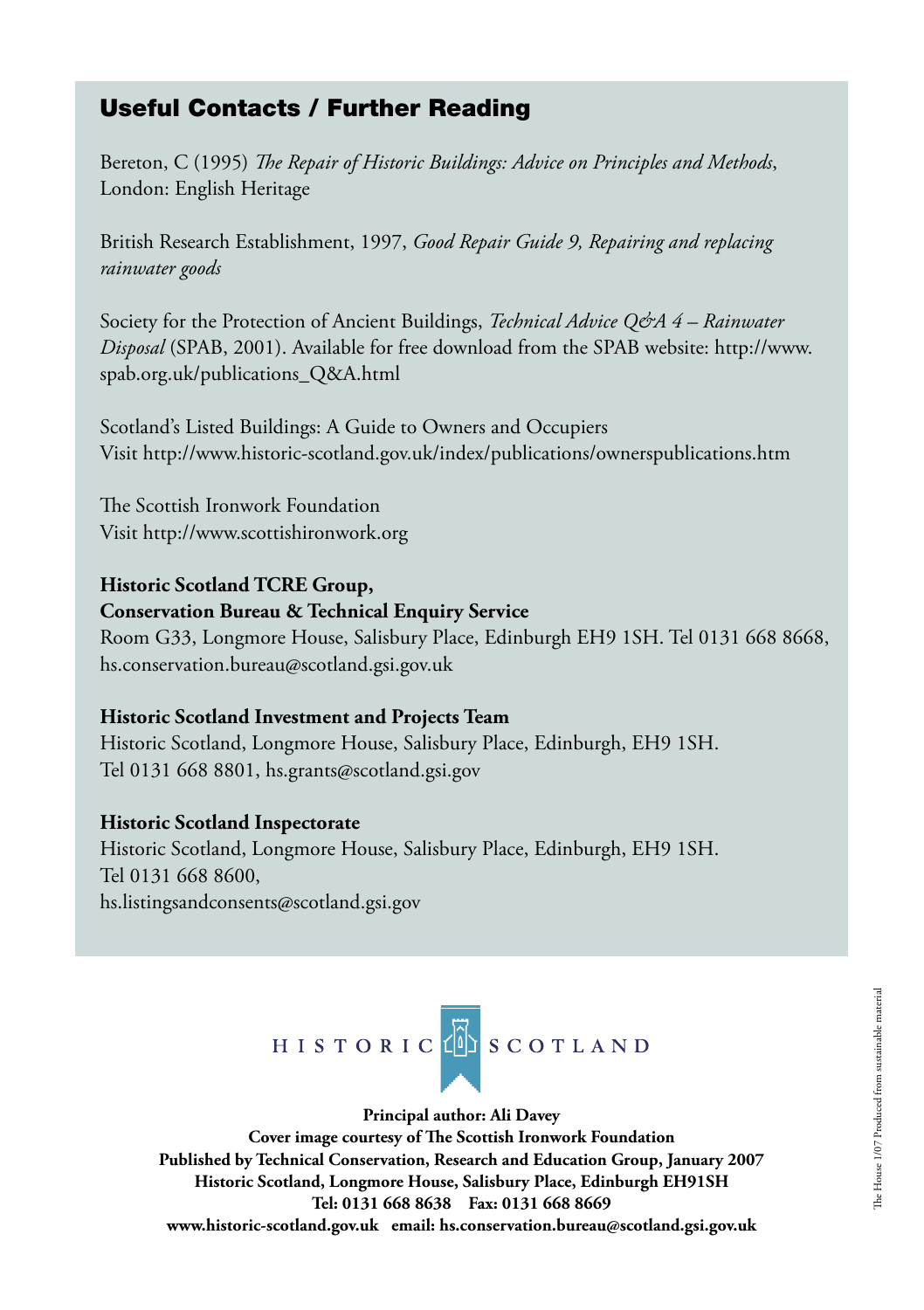## Useful Contacts / Further Reading

Bereton, C (1995) *The Repair of Historic Buildings: Advice on Principles and Methods*, London: English Heritage

British Research Establishment, 1997, *Good Repair Guide 9, Repairing and replacing rainwater goods*

Society for the Protection of Ancient Buildings, *Technical Advice Q&A 4 – Rainwater Disposal* (SPAB, 2001). Available for free download from the SPAB website: http://www.spab.org.uk/publications_Q&A.html

Scotland's Listed Buildings: A Guide to Owners and Occupiers
Visit http://www.historic-scotland.gov.uk/index/publications/ownerspublications.htm

The Scottish Ironwork Foundation
Visit http://www.scottishironwork.org

**Historic Scotland TCRE Group,**
**Conservation Bureau & Technical Enquiry Service**
Room G33, Longmore House, Salisbury Place, Edinburgh EH9 1SH. Tel 0131 668 8668, hs.conservation.bureau@scotland.gsi.gov.uk

**Historic Scotland Investment and Projects Team**
Historic Scotland, Longmore House, Salisbury Place, Edinburgh, EH9 1SH.
Tel 0131 668 8801, hs.grants@scotland.gsi.gov

**Historic Scotland Inspectorate**
Historic Scotland, Longmore House, Salisbury Place, Edinburgh, EH9 1SH.
Tel 0131 668 8600,
hs.listingsandconsents@scotland.gsi.gov

HISTORIC SCOTLAND

**Principal author: Ali Davey**
**Cover image courtesy of The Scottish Ironwork Foundation**
**Published by Technical Conservation, Research and Education Group, January 2007**
**Historic Scotland, Longmore House, Salisbury Place, Edinburgh EH91SH**
**Tel: 0131 668 8638 Fax: 0131 668 8669**
**www.historic-scotland.gov.uk email: hs.conservation.bureau@scotland.gsi.gov.uk**

The House 1/07 Produced from sustainable material